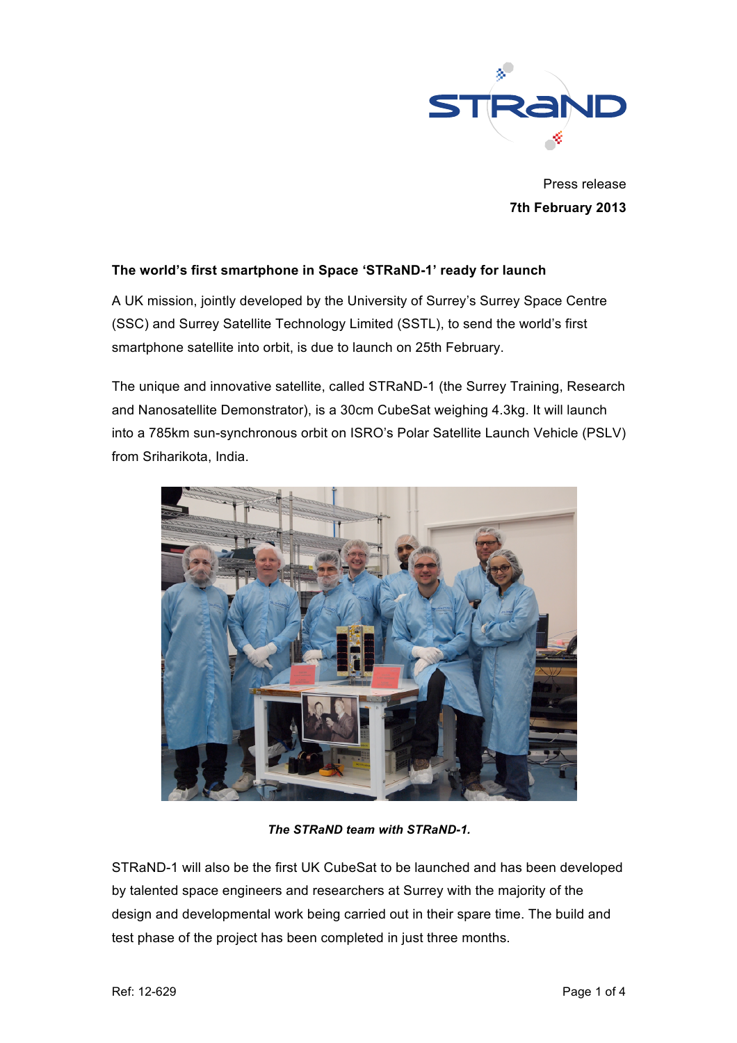STRaND

Press release

**7th February 2013**

**The world's first smartphone in Space 'STRaND-1' ready for launch**

A UK mission, jointly developed by the University of Surrey's Surrey Space Centre (SSC) and Surrey Satellite Technology Limited (SSTL), to send the world's first smartphone satellite into orbit, is due to launch on 25th February.

The unique and innovative satellite, called STRaND-1 (the Surrey Training, Research and Nanosatellite Demonstrator), is a 30cm CubeSat weighing 4.3kg. It will launch into a 785km sun-synchronous orbit on ISRO's Polar Satellite Launch Vehicle (PSLV) from Sriharikota, India.

***The STRaND team with STRaND-1.***

STRaND-1 will also be the first UK CubeSat to be launched and has been developed by talented space engineers and researchers at Surrey with the majority of the design and developmental work being carried out in their spare time. The build and test phase of the project has been completed in just three months.

Ref: 12-629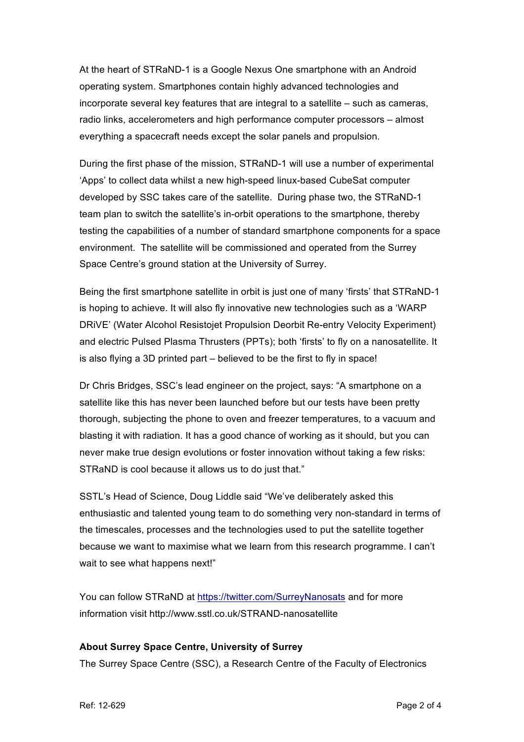At the heart of STRaND-1 is a Google Nexus One smartphone with an Android operating system. Smartphones contain highly advanced technologies and incorporate several key features that are integral to a satellite – such as cameras, radio links, accelerometers and high performance computer processors – almost everything a spacecraft needs except the solar panels and propulsion.

During the first phase of the mission, STRaND-1 will use a number of experimental 'Apps' to collect data whilst a new high-speed linux-based CubeSat computer developed by SSC takes care of the satellite. During phase two, the STRaND-1 team plan to switch the satellite's in-orbit operations to the smartphone, thereby testing the capabilities of a number of standard smartphone components for a space environment. The satellite will be commissioned and operated from the Surrey Space Centre's ground station at the University of Surrey.

Being the first smartphone satellite in orbit is just one of many 'firsts' that STRaND-1 is hoping to achieve. It will also fly innovative new technologies such as a 'WARP DRiVE' (Water Alcohol Resistojet Propulsion Deorbit Re-entry Velocity Experiment) and electric Pulsed Plasma Thrusters (PPTs); both 'firsts' to fly on a nanosatellite. It is also flying a 3D printed part – believed to be the first to fly in space!

Dr Chris Bridges, SSC's lead engineer on the project, says: "A smartphone on a satellite like this has never been launched before but our tests have been pretty thorough, subjecting the phone to oven and freezer temperatures, to a vacuum and blasting it with radiation. It has a good chance of working as it should, but you can never make true design evolutions or foster innovation without taking a few risks: STRaND is cool because it allows us to do just that."

SSTL's Head of Science, Doug Liddle said "We've deliberately asked this enthusiastic and talented young team to do something very non-standard in terms of the timescales, processes and the technologies used to put the satellite together because we want to maximise what we learn from this research programme. I can't wait to see what happens next!"

You can follow STRaND at https://twitter.com/SurreyNanosats and for more information visit http://www.sstl.co.uk/STRAND-nanosatellite

**About Surrey Space Centre, University of Surrey**

The Surrey Space Centre (SSC), a Research Centre of the Faculty of Electronics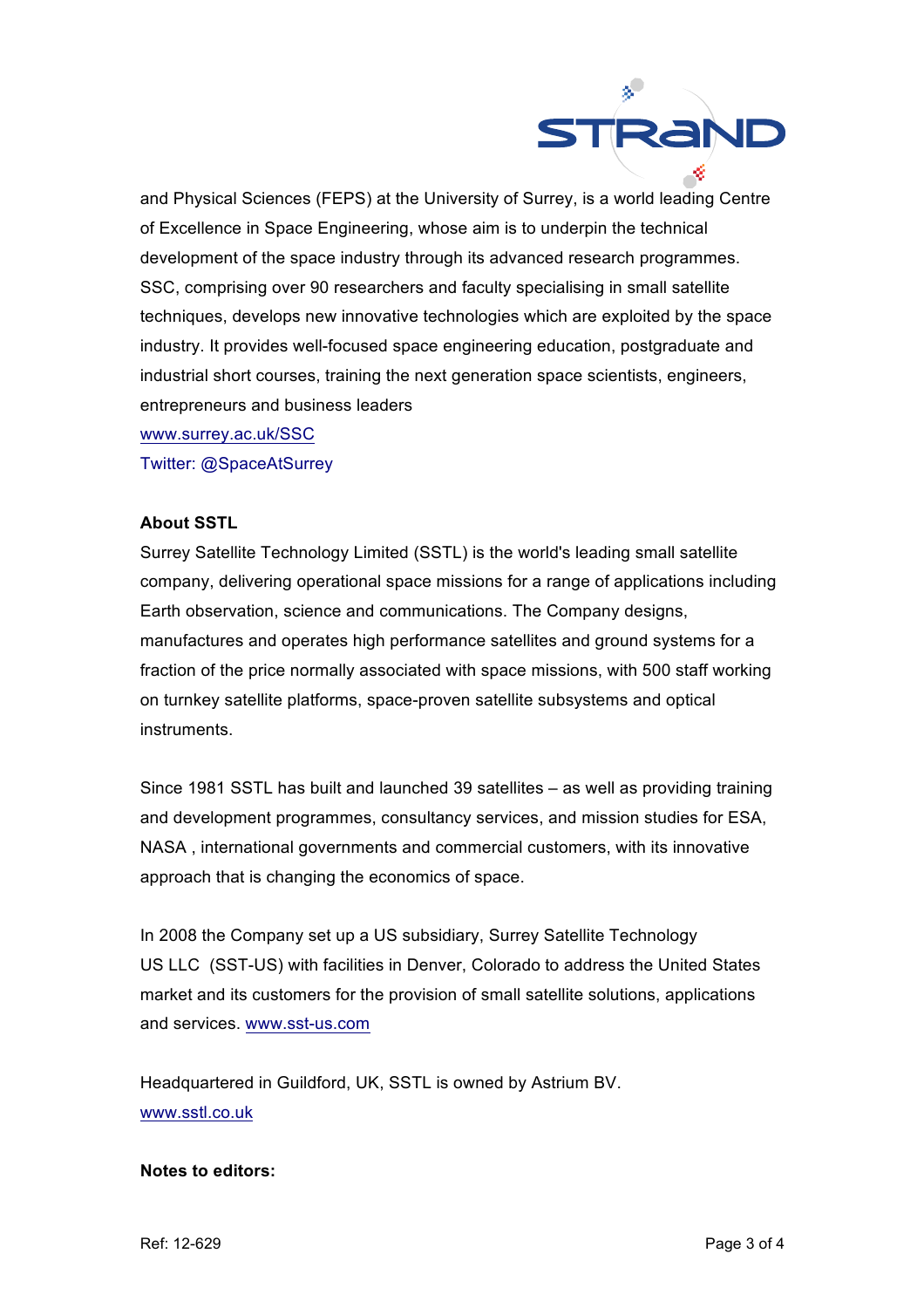and Physical Sciences (FEPS) at the University of Surrey, is a world leading Centre of Excellence in Space Engineering, whose aim is to underpin the technical development of the space industry through its advanced research programmes. SSC, comprising over 90 researchers and faculty specialising in small satellite techniques, develops new innovative technologies which are exploited by the space industry. It provides well-focused space engineering education, postgraduate and industrial short courses, training the next generation space scientists, engineers, entrepreneurs and business leaders

www.surrey.ac.uk/SSC

Twitter: @SpaceAtSurrey

**About SSTL**

Surrey Satellite Technology Limited (SSTL) is the world's leading small satellite company, delivering operational space missions for a range of applications including Earth observation, science and communications. The Company designs, manufactures and operates high performance satellites and ground systems for a fraction of the price normally associated with space missions, with 500 staff working on turnkey satellite platforms, space-proven satellite subsystems and optical instruments.

Since 1981 SSTL has built and launched 39 satellites – as well as providing training and development programmes, consultancy services, and mission studies for ESA, NASA , international governments and commercial customers, with its innovative approach that is changing the economics of space.

In 2008 the Company set up a US subsidiary, Surrey Satellite Technology US LLC (SST-US) with facilities in Denver, Colorado to address the United States market and its customers for the provision of small satellite solutions, applications and services. www.sst-us.com

Headquartered in Guildford, UK, SSTL is owned by Astrium BV.
www.sstl.co.uk

**Notes to editors:**

Ref: 12-629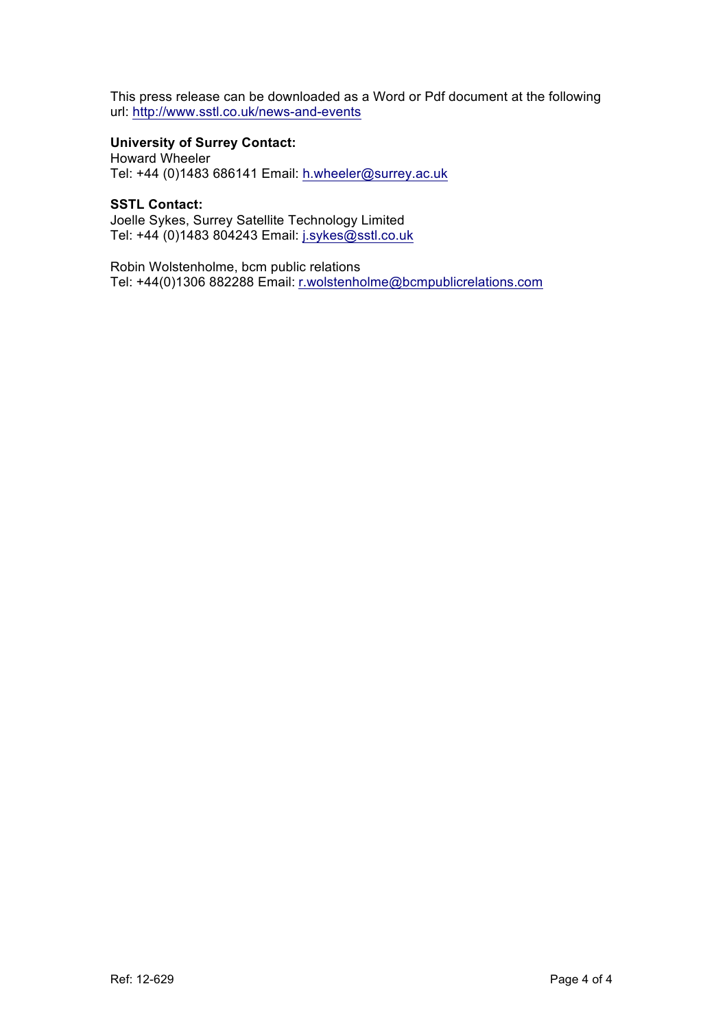This press release can be downloaded as a Word or Pdf document at the following url: http://www.sstl.co.uk/news-and-events

**University of Surrey Contact:**
Howard Wheeler
Tel: +44 (0)1483 686141 Email: h.wheeler@surrey.ac.uk

**SSTL Contact:**
Joelle Sykes, Surrey Satellite Technology Limited
Tel: +44 (0)1483 804243 Email: j.sykes@sstl.co.uk

Robin Wolstenholme, bcm public relations
Tel: +44(0)1306 882288 Email: r.wolstenholme@bcmpublicrelations.com

Ref: 12-629